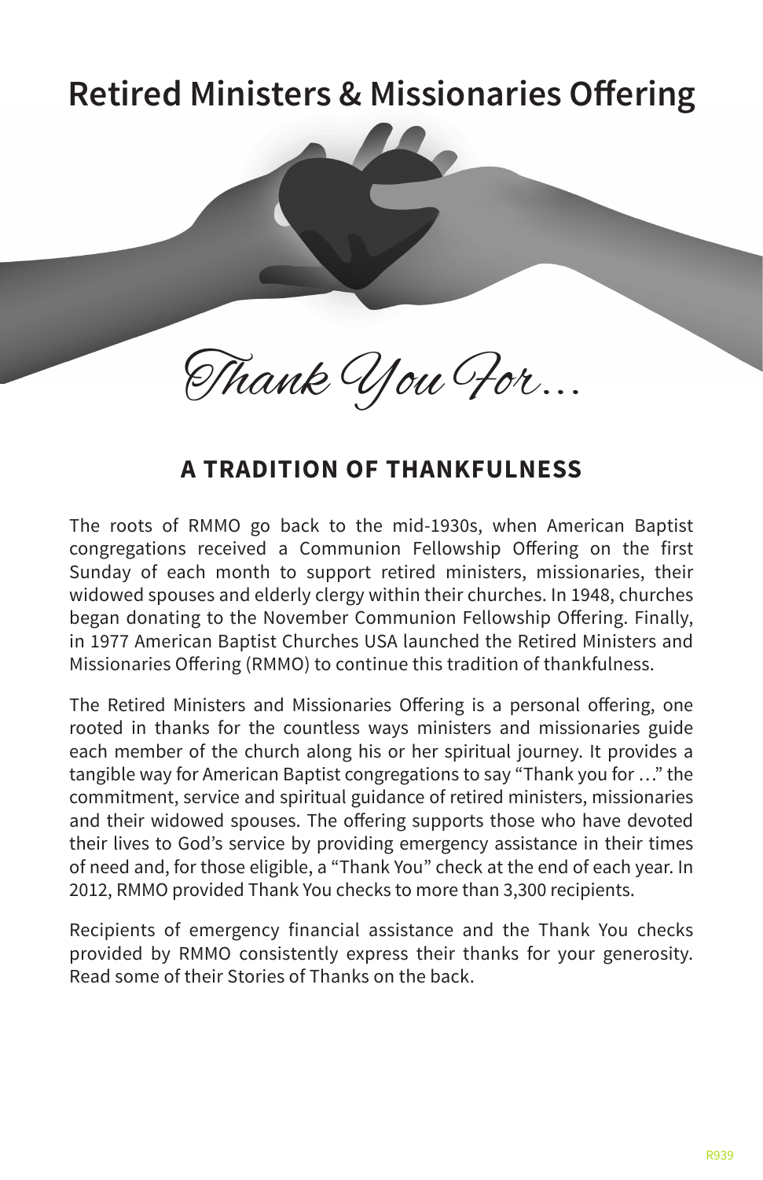# Retired Ministers & Missionaries Offering

*Thank You For...*

## A TRADITION OF THANKFULNESS

The roots of RMMO go back to the mid-1930s, when American Baptist congregations received a Communion Fellowship Offering on the first Sunday of each month to support retired ministers, missionaries, their widowed spouses and elderly clergy within their churches. In 1948, churches began donating to the November Communion Fellowship Offering. Finally, in 1977 American Baptist Churches USA launched the Retired Ministers and Missionaries Offering (RMMO) to continue this tradition of thankfulness.

The Retired Ministers and Missionaries Offering is a personal offering, one rooted in thanks for the countless ways ministers and missionaries guide each member of the church along his or her spiritual journey. It provides a tangible way for American Baptist congregations to say "Thank you for …" the commitment, service and spiritual guidance of retired ministers, missionaries and their widowed spouses. The offering supports those who have devoted their lives to God's service by providing emergency assistance in their times of need and, for those eligible, a "Thank You" check at the end of each year. In 2012, RMMO provided Thank You checks to more than 3,300 recipients.

Recipients of emergency financial assistance and the Thank You checks provided by RMMO consistently express their thanks for your generosity. Read some of their Stories of Thanks on the back.

R939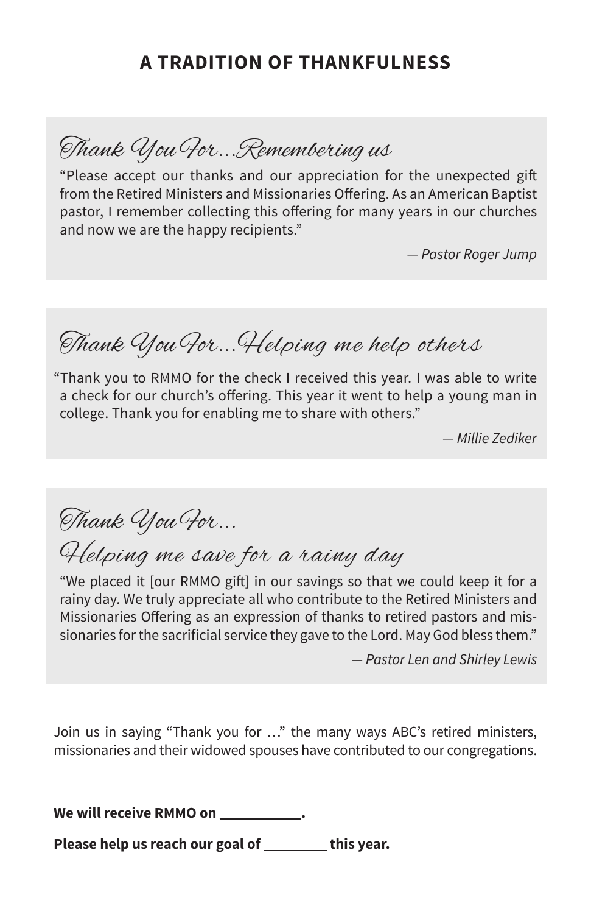## A TRADITION OF THANKFULNESS

### *Thank You For…Remembering us*

"Please accept our thanks and our appreciation for the unexpected gift from the Retired Ministers and Missionaries Offering. As an American Baptist pastor, I remember collecting this offering for many years in our churches and now we are the happy recipients."

*— Pastor Roger Jump*

### *Thank You For…Helping me help others*

"Thank you to RMMO for the check I received this year. I was able to write a check for our church's offering. This year it went to help a young man in college. Thank you for enabling me to share with others."

*— Millie Zediker*

### *Thank You For… Helping me save for a rainy day*

"We placed it [our RMMO gift] in our savings so that we could keep it for a rainy day. We truly appreciate all who contribute to the Retired Ministers and Missionaries Offering as an expression of thanks to retired pastors and missionaries for the sacrificial service they gave to the Lord. May God bless them."

*— Pastor Len and Shirley Lewis*

Join us in saying "Thank you for …" the many ways ABC's retired ministers, missionaries and their widowed spouses have contributed to our congregations.

**We will receive RMMO on ___________.**

**Please help us reach our goal of _________ this year.**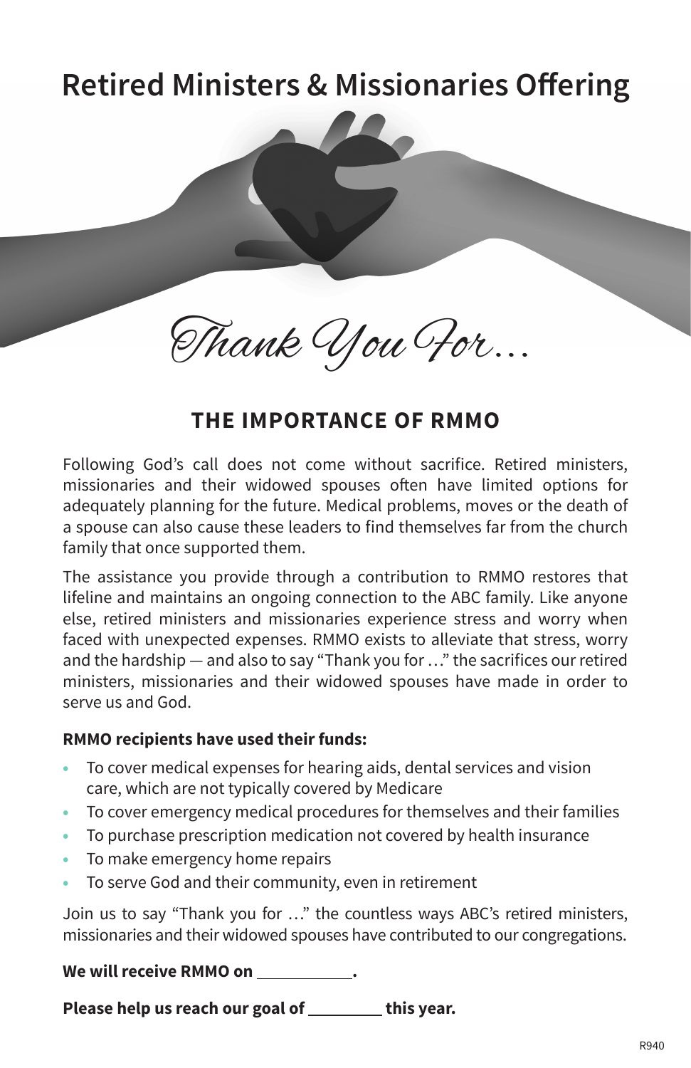# Retired Ministers & Missionaries Offering

*Thank You For…*

## THE IMPORTANCE OF RMMO

Following God's call does not come without sacrifice. Retired ministers, missionaries and their widowed spouses often have limited options for adequately planning for the future. Medical problems, moves or the death of a spouse can also cause these leaders to find themselves far from the church family that once supported them.

The assistance you provide through a contribution to RMMO restores that lifeline and maintains an ongoing connection to the ABC family. Like anyone else, retired ministers and missionaries experience stress and worry when faced with unexpected expenses. RMMO exists to alleviate that stress, worry and the hardship — and also to say "Thank you for …" the sacrifices our retired ministers, missionaries and their widowed spouses have made in order to serve us and God.

**RMMO recipients have used their funds:**

- To cover medical expenses for hearing aids, dental services and vision care, which are not typically covered by Medicare
- To cover emergency medical procedures for themselves and their families
- To purchase prescription medication not covered by health insurance
- To make emergency home repairs
- To serve God and their community, even in retirement

Join us to say "Thank you for …" the countless ways ABC's retired ministers, missionaries and their widowed spouses have contributed to our congregations.

**We will receive RMMO on ___________.**

**Please help us reach our goal of ________ this year.**

R940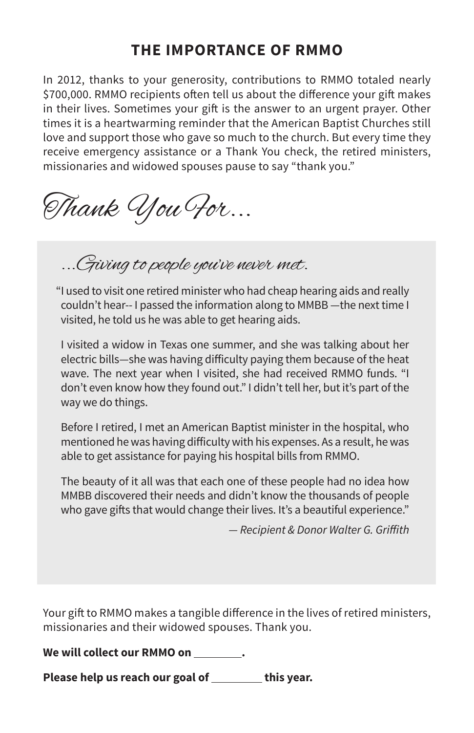## THE IMPORTANCE OF RMMO

In 2012, thanks to your generosity, contributions to RMMO totaled nearly $700,000. RMMO recipients often tell us about the difference your gift makes in their lives. Sometimes your gift is the answer to an urgent prayer. Other times it is a heartwarming reminder that the American Baptist Churches still love and support those who gave so much to the church. But every time they receive emergency assistance or a Thank You check, the retired ministers, missionaries and widowed spouses pause to say "thank you."

*Thank You For…*

*…Giving to people you've never met.*

"I used to visit one retired minister who had cheap hearing aids and really couldn't hear-- I passed the information along to MMBB —the next time I visited, he told us he was able to get hearing aids.

I visited a widow in Texas one summer, and she was talking about her electric bills—she was having difficulty paying them because of the heat wave. The next year when I visited, she had received RMMO funds. "I don't even know how they found out." I didn't tell her, but it's part of the way we do things.

Before I retired, I met an American Baptist minister in the hospital, who mentioned he was having difficulty with his expenses. As a result, he was able to get assistance for paying his hospital bills from RMMO.

The beauty of it all was that each one of these people had no idea how MMBB discovered their needs and didn't know the thousands of people who gave gifts that would change their lives. It's a beautiful experience."

*— Recipient & Donor Walter G. Griffith*

Your gift to RMMO makes a tangible difference in the lives of retired ministers, missionaries and their widowed spouses. Thank you.

**We will collect our RMMO on ________.**

**Please help us reach our goal of ________ this year.**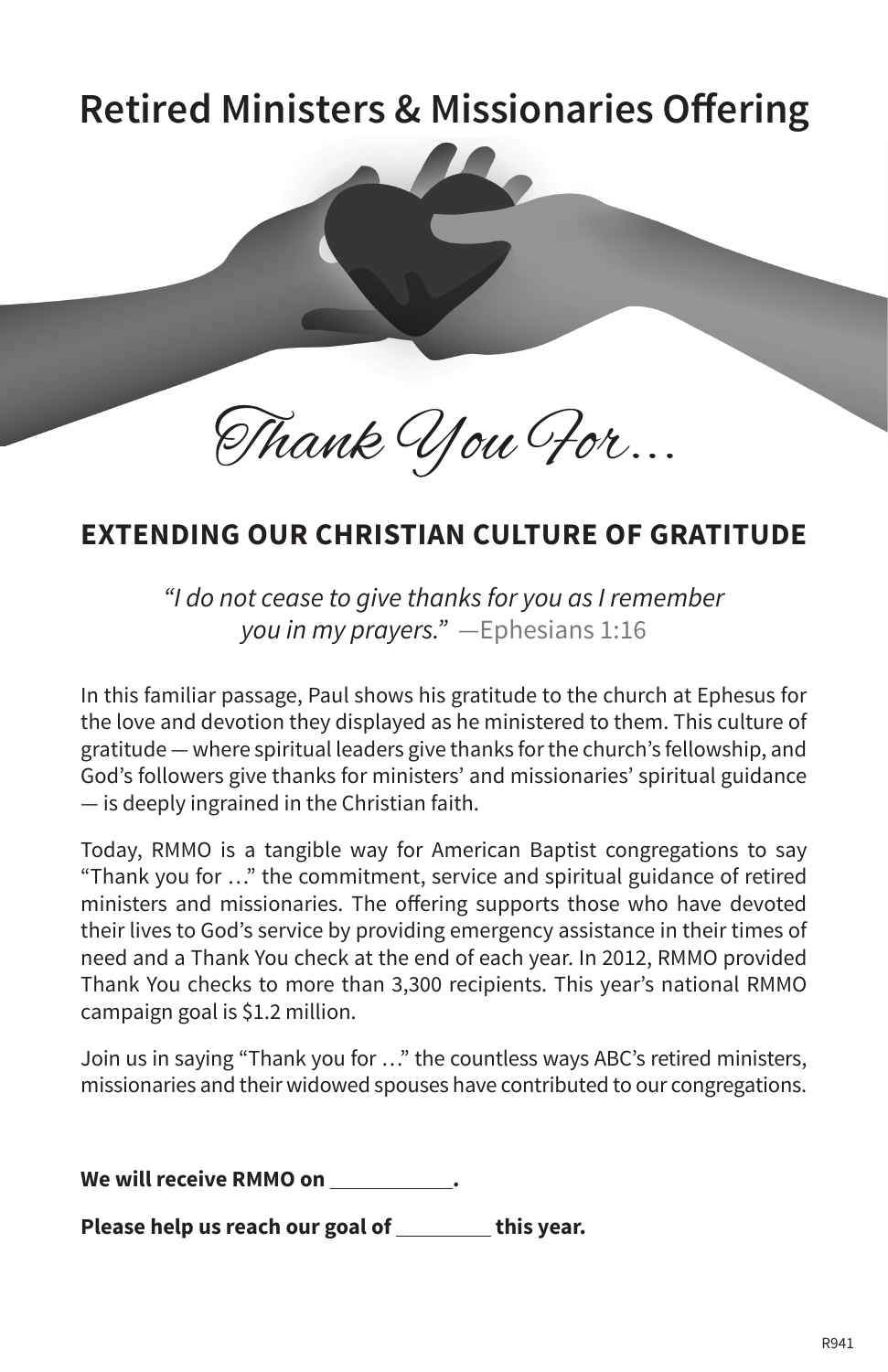# Retired Ministers & Missionaries Offering

*Thank You For…*

## EXTENDING OUR CHRISTIAN CULTURE OF GRATITUDE

*"I do not cease to give thanks for you as I remember you in my prayers."* —Ephesians 1:16

In this familiar passage, Paul shows his gratitude to the church at Ephesus for the love and devotion they displayed as he ministered to them. This culture of gratitude — where spiritual leaders give thanks for the church's fellowship, and God's followers give thanks for ministers' and missionaries' spiritual guidance — is deeply ingrained in the Christian faith.

Today, RMMO is a tangible way for American Baptist congregations to say "Thank you for …" the commitment, service and spiritual guidance of retired ministers and missionaries. The offering supports those who have devoted their lives to God's service by providing emergency assistance in their times of need and a Thank You check at the end of each year. In 2012, RMMO provided Thank You checks to more than 3,300 recipients. This year's national RMMO campaign goal is $1.2 million.

Join us in saying "Thank you for …" the countless ways ABC's retired ministers, missionaries and their widowed spouses have contributed to our congregations.

**We will receive RMMO on ___________.**

**Please help us reach our goal of _________ this year.**

R941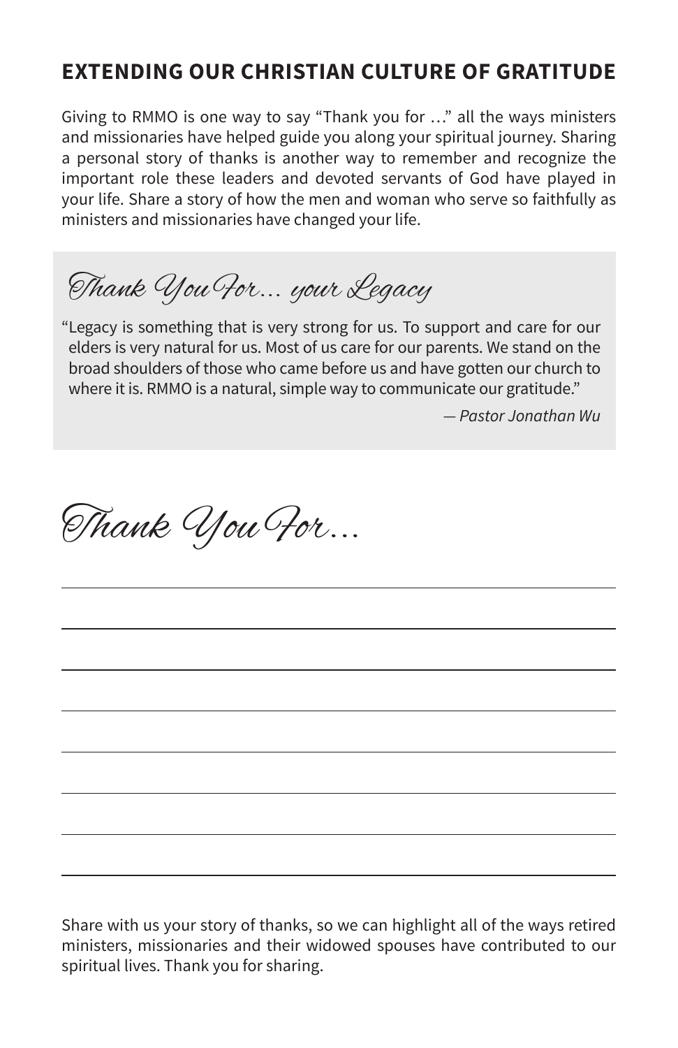## EXTENDING OUR CHRISTIAN CULTURE OF GRATITUDE

Giving to RMMO is one way to say "Thank you for …" all the ways ministers and missionaries have helped guide you along your spiritual journey. Sharing a personal story of thanks is another way to remember and recognize the important role these leaders and devoted servants of God have played in your life. Share a story of how the men and woman who serve so faithfully as ministers and missionaries have changed your life.

*Thank You For… your Legacy*

"Legacy is something that is very strong for us. To support and care for our elders is very natural for us. Most of us care for our parents. We stand on the broad shoulders of those who came before us and have gotten our church to where it is. RMMO is a natural, simple way to communicate our gratitude."

*— Pastor Jonathan Wu*

*Thank You For…*

Share with us your story of thanks, so we can highlight all of the ways retired ministers, missionaries and their widowed spouses have contributed to our spiritual lives. Thank you for sharing.